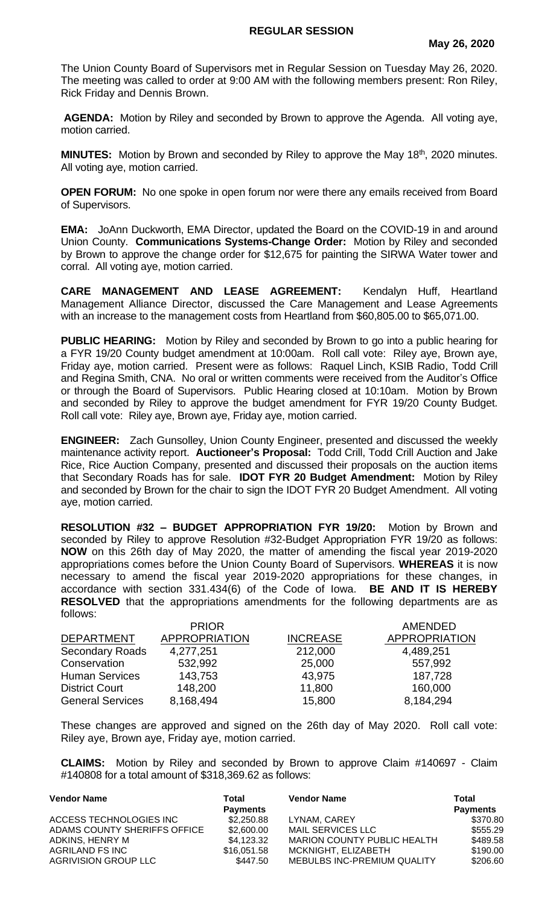# REGULAR SESSION

**May 26, 2020**

The Union County Board of Supervisors met in Regular Session on Tuesday May 26, 2020. The meeting was called to order at 9:00 AM with the following members present: Ron Riley, Rick Friday and Dennis Brown.

**AGENDA:** Motion by Riley and seconded by Brown to approve the Agenda. All voting aye, motion carried.

**MINUTES:** Motion by Brown and seconded by Riley to approve the May 18th, 2020 minutes. All voting aye, motion carried.

**OPEN FORUM:** No one spoke in open forum nor were there any emails received from Board of Supervisors.

**EMA:** JoAnn Duckworth, EMA Director, updated the Board on the COVID-19 in and around Union County. **Communications Systems-Change Order:** Motion by Riley and seconded by Brown to approve the change order for $12,675 for painting the SIRWA Water tower and corral. All voting aye, motion carried.

**CARE MANAGEMENT AND LEASE AGREEMENT:** Kendalyn Huff, Heartland Management Alliance Director, discussed the Care Management and Lease Agreements with an increase to the management costs from Heartland from $60,805.00 to $65,071.00.

**PUBLIC HEARING:** Motion by Riley and seconded by Brown to go into a public hearing for a FYR 19/20 County budget amendment at 10:00am. Roll call vote: Riley aye, Brown aye, Friday aye, motion carried. Present were as follows: Raquel Linch, KSIB Radio, Todd Crill and Regina Smith, CNA. No oral or written comments were received from the Auditor's Office or through the Board of Supervisors. Public Hearing closed at 10:10am. Motion by Brown and seconded by Riley to approve the budget amendment for FYR 19/20 County Budget. Roll call vote: Riley aye, Brown aye, Friday aye, motion carried.

**ENGINEER:** Zach Gunsolley, Union County Engineer, presented and discussed the weekly maintenance activity report. **Auctioneer's Proposal:** Todd Crill, Todd Crill Auction and Jake Rice, Rice Auction Company, presented and discussed their proposals on the auction items that Secondary Roads has for sale. **IDOT FYR 20 Budget Amendment:** Motion by Riley and seconded by Brown for the chair to sign the IDOT FYR 20 Budget Amendment. All voting aye, motion carried.

**RESOLUTION #32 – BUDGET APPROPRIATION FYR 19/20:** Motion by Brown and seconded by Riley to approve Resolution #32-Budget Appropriation FYR 19/20 as follows: **NOW** on this 26th day of May 2020, the matter of amending the fiscal year 2019-2020 appropriations comes before the Union County Board of Supervisors. **WHEREAS** it is now necessary to amend the fiscal year 2019-2020 appropriations for these changes, in accordance with section 331.434(6) of the Code of Iowa. **BE AND IT IS HEREBY RESOLVED** that the appropriations amendments for the following departments are as follows:

| DEPARTMENT | PRIOR APPROPRIATION | INCREASE | AMENDED APPROPRIATION |
|---|---|---|---|
| Secondary Roads | 4,277,251 | 212,000 | 4,489,251 |
| Conservation | 532,992 | 25,000 | 557,992 |
| Human Services | 143,753 | 43,975 | 187,728 |
| District Court | 148,200 | 11,800 | 160,000 |
| General Services | 8,168,494 | 15,800 | 8,184,294 |

These changes are approved and signed on the 26th day of May 2020. Roll call vote: Riley aye, Brown aye, Friday aye, motion carried.

**CLAIMS:** Motion by Riley and seconded by Brown to approve Claim #140697 - Claim #140808 for a total amount of $318,369.62 as follows:

| Vendor Name | Total Payments | Vendor Name | Total Payments |
|---|---|---|---|
| ACCESS TECHNOLOGIES INC | $2,250.88 | LYNAM, CAREY | $370.80 |
| ADAMS COUNTY SHERIFFS OFFICE | $2,600.00 | MAIL SERVICES LLC | $555.29 |
| ADKINS, HENRY M | $4,123.32 | MARION COUNTY PUBLIC HEALTH | $489.58 |
| AGRILAND FS INC | $16,051.58 | MCKNIGHT, ELIZABETH | $190.00 |
| AGRIVISION GROUP LLC | $447.50 | MEBULBS INC-PREMIUM QUALITY | $206.60 |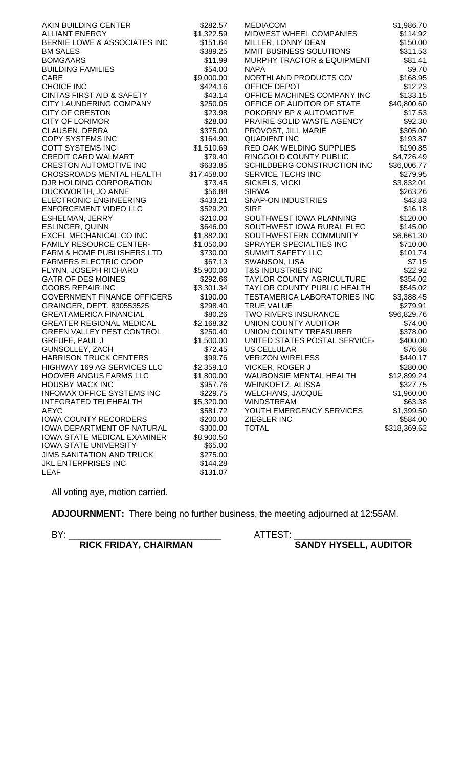| | |
|---|---|
| AKIN BUILDING CENTER | $282.57 |
| ALLIANT ENERGY | $1,322.59 |
| BERNIE LOWE & ASSOCIATES INC | $151.64 |
| BM SALES | $389.25 |
| BOMGAARS | $11.99 |
| BUILDING FAMILIES | $54.00 |
| CARE | $9,000.00 |
| CHOICE INC | $424.16 |
| CINTAS FIRST AID & SAFETY | $43.14 |
| CITY LAUNDERING COMPANY | $250.05 |
| CITY OF CRESTON | $23.98 |
| CITY OF LORIMOR | $28.00 |
| CLAUSEN, DEBRA | $375.00 |
| COPY SYSTEMS INC | $164.90 |
| COTT SYSTEMS INC | $1,510.69 |
| CREDIT CARD WALMART | $79.40 |
| CRESTON AUTOMOTIVE INC | $633.85 |
| CROSSROADS MENTAL HEALTH | $17,458.00 |
| DJR HOLDING CORPORATION | $73.45 |
| DUCKWORTH, JO ANNE | $56.88 |
| ELECTRONIC ENGINEERING | $433.21 |
| ENFORCEMENT VIDEO LLC | $529.20 |
| ESHELMAN, JERRY | $210.00 |
| ESLINGER, QUINN | $646.00 |
| EXCEL MECHANICAL CO INC | $1,882.00 |
| FAMILY RESOURCE CENTER- | $1,050.00 |
| FARM & HOME PUBLISHERS LTD | $730.00 |
| FARMERS ELECTRIC COOP | $67.13 |
| FLYNN, JOSEPH RICHARD | $5,900.00 |
| GATR OF DES MOINES | $292.66 |
| GOOBS REPAIR INC | $3,301.34 |
| GOVERNMENT FINANCE OFFICERS | $190.00 |
| GRAINGER, DEPT. 830553525 | $298.40 |
| GREATAMERICA FINANCIAL | $80.26 |
| GREATER REGIONAL MEDICAL | $2,168.32 |
| GREEN VALLEY PEST CONTROL | $250.40 |
| GREUFE, PAUL J | $1,500.00 |
| GUNSOLLEY, ZACH | $72.45 |
| HARRISON TRUCK CENTERS | $99.76 |
| HIGHWAY 169 AG SERVICES LLC | $2,359.10 |
| HOOVER ANGUS FARMS LLC | $1,800.00 |
| HOUSBY MACK INC | $957.76 |
| INFOMAX OFFICE SYSTEMS INC | $229.75 |
| INTEGRATED TELEHEALTH | $5,320.00 |
| AEYC | $581.72 |
| IOWA COUNTY RECORDERS | $200.00 |
| IOWA DEPARTMENT OF NATURAL | $300.00 |
| IOWA STATE MEDICAL EXAMINER | $8,900.50 |
| IOWA STATE UNIVERSITY | $65.00 |
| JIMS SANITATION AND TRUCK | $275.00 |
| JKL ENTERPRISES INC | $144.28 |
| LEAF | $131.07 |
| MEDIACOM | $1,986.70 |
| MIDWEST WHEEL COMPANIES | $114.92 |
| MILLER, LONNY DEAN | $150.00 |
| MMIT BUSINESS SOLUTIONS | $311.53 |
| MURPHY TRACTOR & EQUIPMENT | $81.41 |
| NAPA | $9.70 |
| NORTHLAND PRODUCTS CO/ | $168.95 |
| OFFICE DEPOT | $12.23 |
| OFFICE MACHINES COMPANY INC | $133.15 |
| OFFICE OF AUDITOR OF STATE | $40,800.60 |
| POKORNY BP & AUTOMOTIVE | $17.53 |
| PRAIRIE SOLID WASTE AGENCY | $92.30 |
| PROVOST, JILL MARIE | $305.00 |
| QUADIENT INC | $193.87 |
| RED OAK WELDING SUPPLIES | $190.85 |
| RINGGOLD COUNTY PUBLIC | $4,726.49 |
| SCHILDBERG CONSTRUCTION INC | $36,006.77 |
| SERVICE TECHS INC | $279.95 |
| SICKELS, VICKI | $3,832.01 |
| SIRWA | $263.26 |
| SNAP-ON INDUSTRIES | $43.83 |
| SIRF | $16.18 |
| SOUTHWEST IOWA PLANNING | $120.00 |
| SOUTHWEST IOWA RURAL ELEC | $145.00 |
| SOUTHWESTERN COMMUNITY | $6,661.30 |
| SPRAYER SPECIALTIES INC | $710.00 |
| SUMMIT SAFETY LLC | $101.74 |
| SWANSON, LISA | $7.15 |
| T&S INDUSTRIES INC | $22.92 |
| TAYLOR COUNTY AGRICULTURE | $354.02 |
| TAYLOR COUNTY PUBLIC HEALTH | $545.02 |
| TESTAMERICA LABORATORIES INC | $3,388.45 |
| TRUE VALUE | $279.91 |
| TWO RIVERS INSURANCE | $96,829.76 |
| UNION COUNTY AUDITOR | $74.00 |
| UNION COUNTY TREASURER | $378.00 |
| UNITED STATES POSTAL SERVICE- | $400.00 |
| US CELLULAR | $76.68 |
| VERIZON WIRELESS | $440.17 |
| VICKER, ROGER J | $280.00 |
| WAUBONSIE MENTAL HEALTH | $12,899.24 |
| WEINKOETZ, ALISSA | $327.75 |
| WELCHANS, JACQUE | $1,960.00 |
| WINDSTREAM | $63.38 |
| YOUTH EMERGENCY SERVICES | $1,399.50 |
| ZIEGLER INC | $584.00 |
| TOTAL | $318,369.62 |

All voting aye, motion carried.

**ADJOURNMENT:** There being no further business, the meeting adjourned at 12:55AM.

BY: ______________________________ ATTEST: ______________________

**RICK FRIDAY, CHAIRMAN** **SANDY HYSELL, AUDITOR**